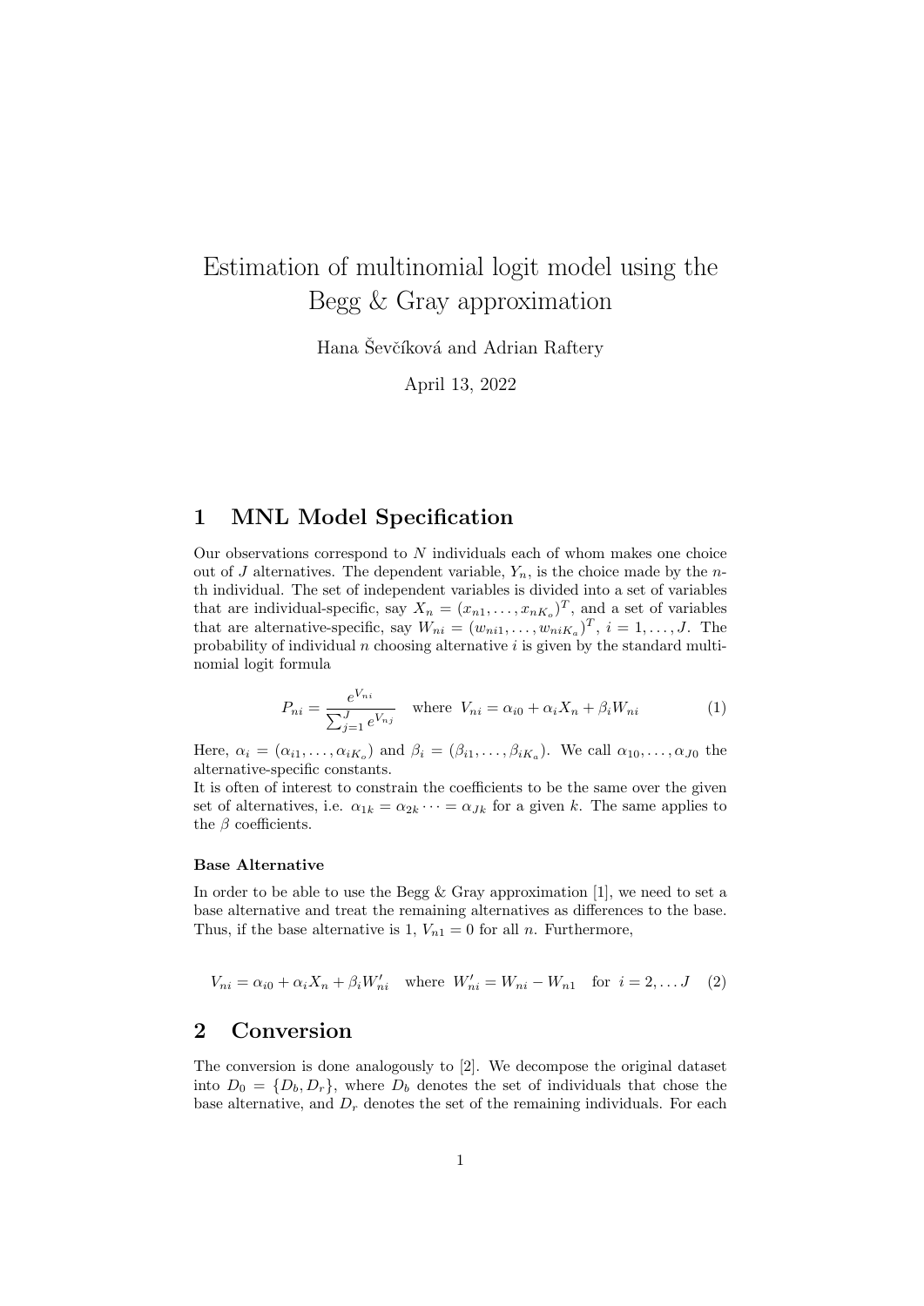# Estimation of multinomial logit model using the Begg & Gray approximation

Hana Ševčíková and Adrian Raftery

April 13, 2022

## 1 MNL Model Specification

Our observations correspond to $N$ individuals each of whom makes one choice out of $J$ alternatives. The dependent variable, $Y_n$, is the choice made by the $n$-th individual. The set of independent variables is divided into a set of variables that are individual-specific, say $X_n = (x_{n1}, \ldots, x_{nK_o})^T$, and a set of variables that are alternative-specific, say $W_{ni} = (w_{ni1}, \ldots, w_{niK_a})^T$, $i = 1, \ldots, J$. The probability of individual $n$ choosing alternative $i$ is given by the standard multinomial logit formula

$$P_{ni} = \frac{e^{V_{ni}}}{\sum_{j=1}^{J} e^{V_{nj}}} \quad \text{where } V_{ni} = \alpha_{i0} + \alpha_i X_n + \beta_i W_{ni} \tag{1}$$

Here, $\alpha_i = (\alpha_{i1}, \ldots, \alpha_{iK_o})$ and $\beta_i = (\beta_{i1}, \ldots, \beta_{iK_a})$. We call $\alpha_{10}, \ldots, \alpha_{J0}$ the alternative-specific constants.
It is often of interest to constrain the coefficients to be the same over the given set of alternatives, i.e. $\alpha_{1k} = \alpha_{2k} \cdots = \alpha_{Jk}$ for a given $k$. The same applies to the $\beta$ coefficients.

#### Base Alternative

In order to be able to use the Begg & Gray approximation [1], we need to set a base alternative and treat the remaining alternatives as differences to the base. Thus, if the base alternative is 1, $V_{n1} = 0$ for all $n$. Furthermore,

$$V_{ni} = \alpha_{i0} + \alpha_i X_n + \beta_i W'_{ni} \quad \text{where } W'_{ni} = W_{ni} - W_{n1} \quad \text{for } i = 2, \ldots J \tag{2}$$

## 2 Conversion

The conversion is done analogously to [2]. We decompose the original dataset into $D_0 = \{D_b, D_r\}$, where $D_b$ denotes the set of individuals that chose the base alternative, and $D_r$ denotes the set of the remaining individuals. For each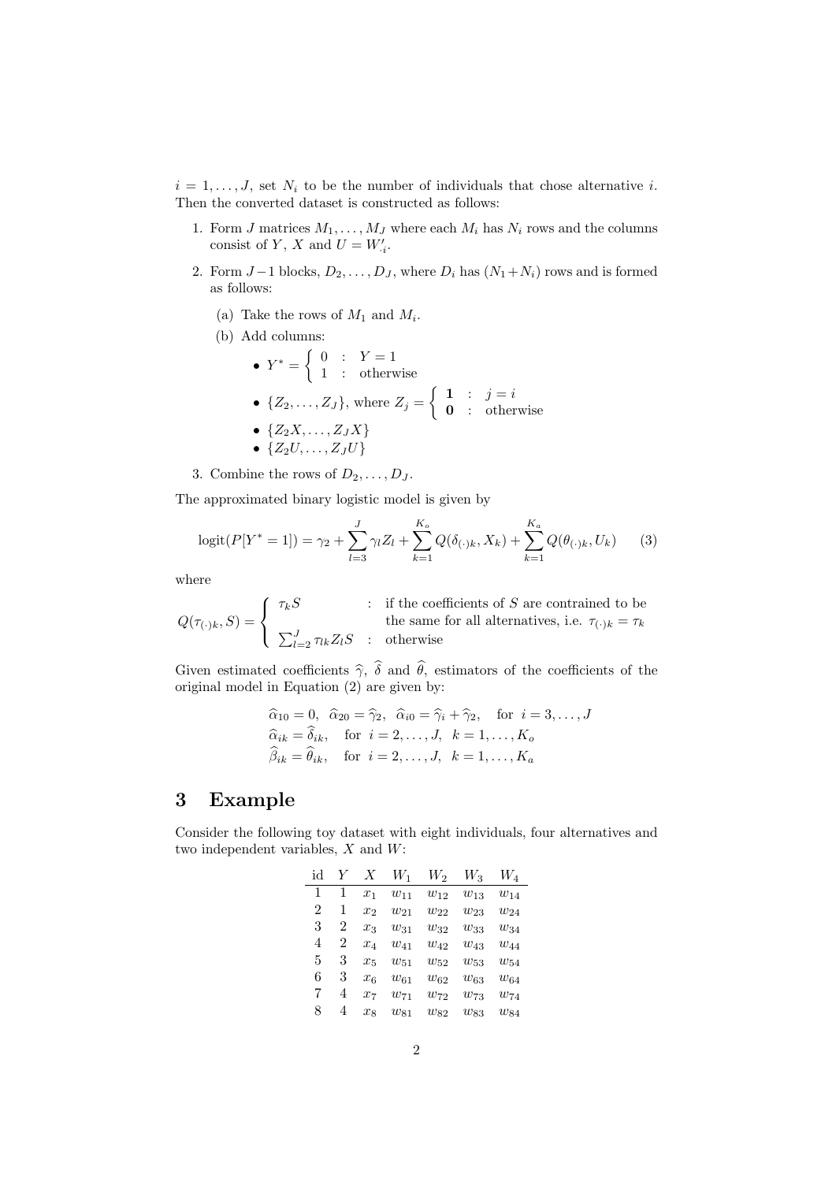$i = 1, \ldots, J$, set $N_i$ to be the number of individuals that chose alternative $i$. Then the converted dataset is constructed as follows:

1. Form $J$ matrices $M_1, \ldots, M_J$ where each $M_i$ has $N_i$ rows and the columns consist of $Y$, $X$ and $U = W'_{\cdot i}$.
2. Form $J-1$ blocks, $D_2, \ldots, D_J$, where $D_i$ has $(N_1 + N_i)$ rows and is formed as follows:
   (a) Take the rows of $M_1$ and $M_i$.
   (b) Add columns:
   - $Y^* = \begin{cases} 0 & : \quad Y = 1 \\ 1 & : \quad \text{otherwise} \end{cases}$
   - $\{Z_2, \ldots, Z_J\}$, where $Z_j = \begin{cases} \mathbf{1} & : \quad j = i \\ \mathbf{0} & : \quad \text{otherwise} \end{cases}$
   - $\{Z_2 X, \ldots, Z_J X\}$
   - $\{Z_2 U, \ldots, Z_J U\}$
3. Combine the rows of $D_2, \ldots, D_J$.

The approximated binary logistic model is given by

$$\text{logit}(P[Y^* = 1]) = \gamma_2 + \sum_{l=3}^{J} \gamma_l Z_l + \sum_{k=1}^{K_o} Q(\delta_{(\cdot)k}, X_k) + \sum_{k=1}^{K_a} Q(\theta_{(\cdot)k}, U_k) \qquad (3)$$

where

$$Q(\tau_{(\cdot)k}, S) = \begin{cases} \tau_k S & : \text{ if the coefficients of } S \text{ are contrained to be the same for all alternatives, i.e. } \tau_{(\cdot)k} = \tau_k \\ \sum_{l=2}^{J} \tau_{lk} Z_l S & : \text{ otherwise} \end{cases}$$

Given estimated coefficients $\widehat{\gamma}$, $\widehat{\delta}$ and $\widehat{\theta}$, estimators of the coefficients of the original model in Equation (2) are given by:

$$\widehat{\alpha}_{10} = 0, \;\; \widehat{\alpha}_{20} = \widehat{\gamma}_2, \;\; \widehat{\alpha}_{i0} = \widehat{\gamma}_i + \widehat{\gamma}_2, \quad \text{for } i = 3, \ldots, J$$
$$\widehat{\alpha}_{ik} = \widehat{\delta}_{ik}, \quad \text{for } i = 2, \ldots, J, \;\; k = 1, \ldots, K_o$$
$$\widehat{\beta}_{ik} = \widehat{\theta}_{ik}, \quad \text{for } i = 2, \ldots, J, \;\; k = 1, \ldots, K_a$$

# 3 Example

Consider the following toy dataset with eight individuals, four alternatives and two independent variables, $X$ and $W$:

| id | $Y$ | $X$ | $W_1$ | $W_2$ | $W_3$ | $W_4$ |
|---|---|---|---|---|---|---|
| 1 | 1 | $x_1$ | $w_{11}$ | $w_{12}$ | $w_{13}$ | $w_{14}$ |
| 2 | 1 | $x_2$ | $w_{21}$ | $w_{22}$ | $w_{23}$ | $w_{24}$ |
| 3 | 2 | $x_3$ | $w_{31}$ | $w_{32}$ | $w_{33}$ | $w_{34}$ |
| 4 | 2 | $x_4$ | $w_{41}$ | $w_{42}$ | $w_{43}$ | $w_{44}$ |
| 5 | 3 | $x_5$ | $w_{51}$ | $w_{52}$ | $w_{53}$ | $w_{54}$ |
| 6 | 3 | $x_6$ | $w_{61}$ | $w_{62}$ | $w_{63}$ | $w_{64}$ |
| 7 | 4 | $x_7$ | $w_{71}$ | $w_{72}$ | $w_{73}$ | $w_{74}$ |
| 8 | 4 | $x_8$ | $w_{81}$ | $w_{82}$ | $w_{83}$ | $w_{84}$ |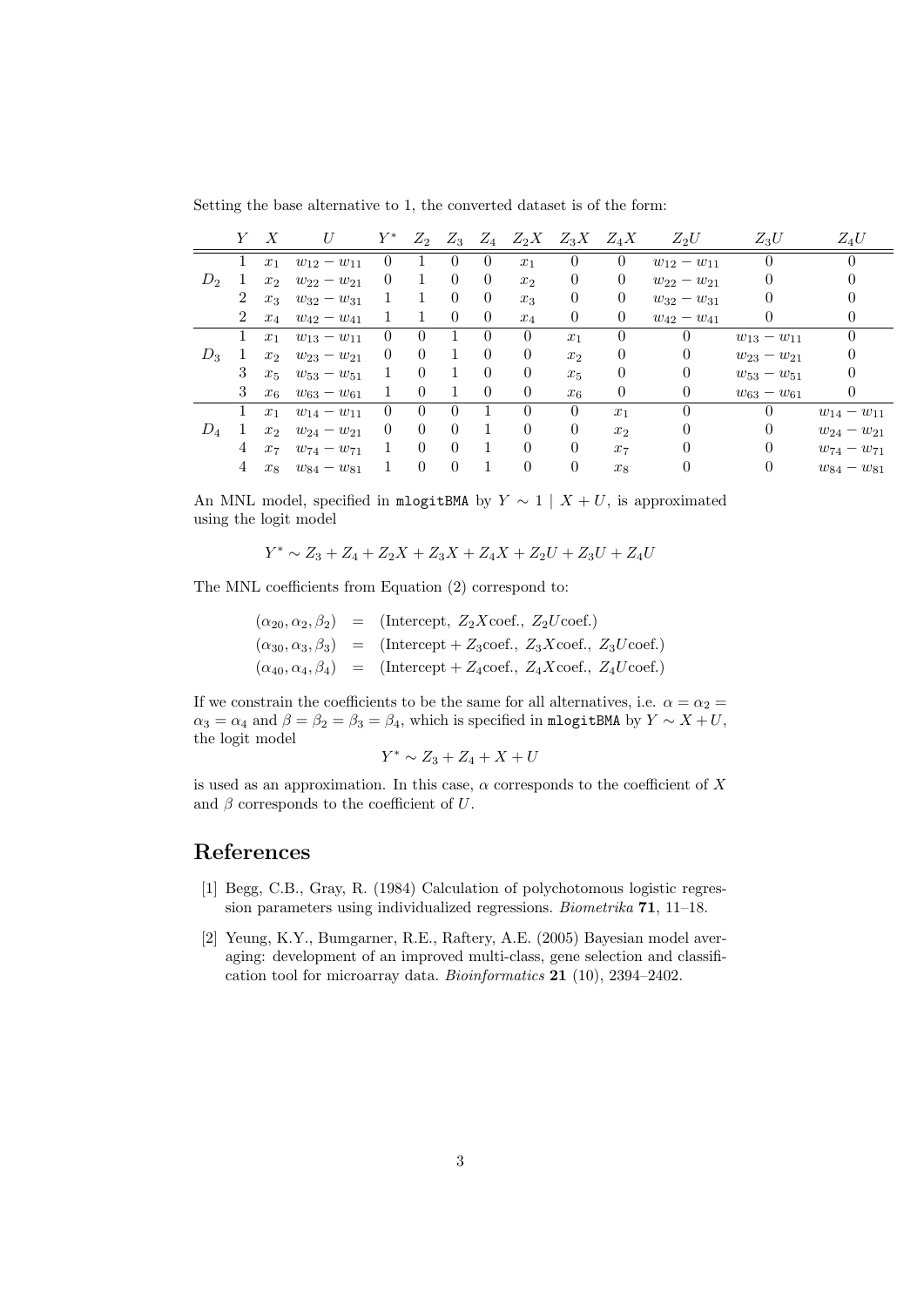Setting the base alternative to 1, the converted dataset is of the form:

| | $Y$ | $X$ | $U$ | $Y^*$ | $Z_2$ | $Z_3$ | $Z_4$ | $Z_2X$ | $Z_3X$ | $Z_4X$ | $Z_2U$ | $Z_3U$ | $Z_4U$ |
|---|---|---|---|---|---|---|---|---|---|---|---|---|---|
| | 1 | $x_1$ | $w_{12} - w_{11}$ | 0 | 1 | 0 | 0 | $x_1$ | 0 | 0 | $w_{12} - w_{11}$ | 0 | 0 |
| $D_2$ | 1 | $x_2$ | $w_{22} - w_{21}$ | 0 | 1 | 0 | 0 | $x_2$ | 0 | 0 | $w_{22} - w_{21}$ | 0 | 0 |
| | 2 | $x_3$ | $w_{32} - w_{31}$ | 1 | 1 | 0 | 0 | $x_3$ | 0 | 0 | $w_{32} - w_{31}$ | 0 | 0 |
| | 2 | $x_4$ | $w_{42} - w_{41}$ | 1 | 1 | 0 | 0 | $x_4$ | 0 | 0 | $w_{42} - w_{41}$ | 0 | 0 |
| | 1 | $x_1$ | $w_{13} - w_{11}$ | 0 | 0 | 1 | 0 | 0 | $x_1$ | 0 | 0 | $w_{13} - w_{11}$ | 0 |
| $D_3$ | 1 | $x_2$ | $w_{23} - w_{21}$ | 0 | 0 | 1 | 0 | 0 | $x_2$ | 0 | 0 | $w_{23} - w_{21}$ | 0 |
| | 3 | $x_5$ | $w_{53} - w_{51}$ | 1 | 0 | 1 | 0 | 0 | $x_5$ | 0 | 0 | $w_{53} - w_{51}$ | 0 |
| | 3 | $x_6$ | $w_{63} - w_{61}$ | 1 | 0 | 1 | 0 | 0 | $x_6$ | 0 | 0 | $w_{63} - w_{61}$ | 0 |
| | 1 | $x_1$ | $w_{14} - w_{11}$ | 0 | 0 | 0 | 1 | 0 | 0 | $x_1$ | 0 | 0 | $w_{14} - w_{11}$ |
| $D_4$ | 1 | $x_2$ | $w_{24} - w_{21}$ | 0 | 0 | 0 | 1 | 0 | 0 | $x_2$ | 0 | 0 | $w_{24} - w_{21}$ |
| | 4 | $x_7$ | $w_{74} - w_{71}$ | 1 | 0 | 0 | 1 | 0 | 0 | $x_7$ | 0 | 0 | $w_{74} - w_{71}$ |
| | 4 | $x_8$ | $w_{84} - w_{81}$ | 1 | 0 | 0 | 1 | 0 | 0 | $x_8$ | 0 | 0 | $w_{84} - w_{81}$ |

An MNL model, specified in mlogitBMA by $Y \sim 1 \mid X + U$, is approximated using the logit model

$$Y^* \sim Z_3 + Z_4 + Z_2X + Z_3X + Z_4X + Z_2U + Z_3U + Z_4U$$

The MNL coefficients from Equation (2) correspond to:

$$\begin{aligned}
(\alpha_{20}, \alpha_2, \beta_2) &= (\text{Intercept},\ Z_2X\text{coef.},\ Z_2U\text{coef.}) \\
(\alpha_{30}, \alpha_3, \beta_3) &= (\text{Intercept} + Z_3\text{coef.},\ Z_3X\text{coef.},\ Z_3U\text{coef.}) \\
(\alpha_{40}, \alpha_4, \beta_4) &= (\text{Intercept} + Z_4\text{coef.},\ Z_4X\text{coef.},\ Z_4U\text{coef.})
\end{aligned}$$

If we constrain the coefficients to be the same for all alternatives, i.e. $\alpha = \alpha_2 = \alpha_3 = \alpha_4$ and $\beta = \beta_2 = \beta_3 = \beta_4$, which is specified in mlogitBMA by $Y \sim X + U$, the logit model

$$Y^* \sim Z_3 + Z_4 + X + U$$

is used as an approximation. In this case, $\alpha$ corresponds to the coefficient of $X$ and $\beta$ corresponds to the coefficient of $U$.

# References

[1] Begg, C.B., Gray, R. (1984) Calculation of polychotomous logistic regression parameters using individualized regressions. *Biometrika* **71**, 11–18.

[2] Yeung, K.Y., Bumgarner, R.E., Raftery, A.E. (2005) Bayesian model averaging: development of an improved multi-class, gene selection and classification tool for microarray data. *Bioinformatics* **21** (10), 2394–2402.